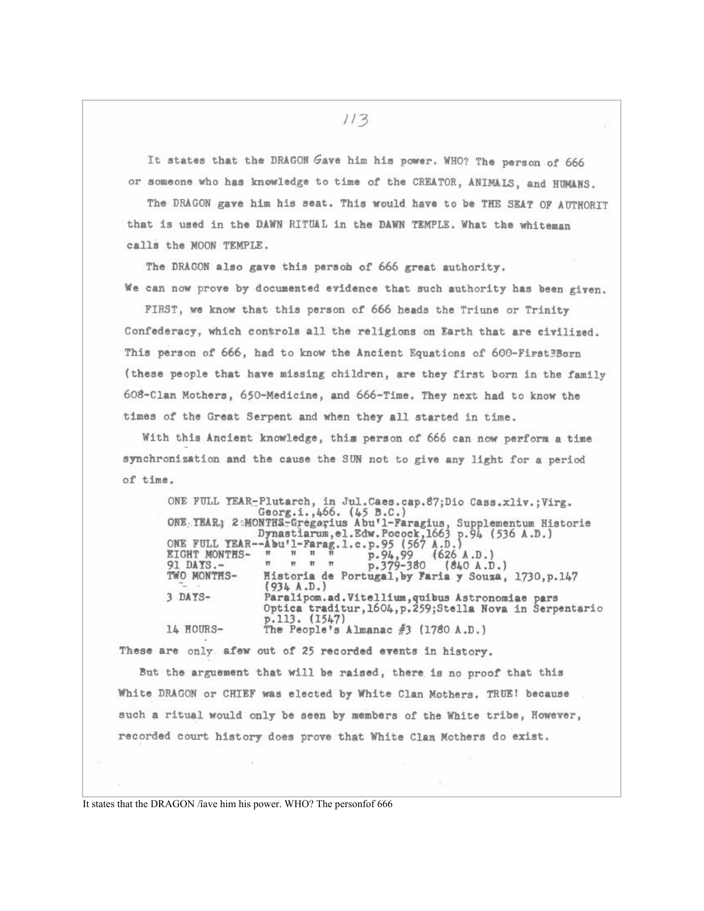It states that the DRAGON Gave him his power. WHO? The person of 666 or someone who has knowledge to time of the CREATOR, ANIMALS, and HUMANS.

The DRAGON gave him his seat. This would have to be THE SEAT OF AUTHORIT that is used in the DAWN RITUAL in the DAWN TEMPLE. What the whiteman calls the MOON TEMPLE.

The DRAGON also gave this person of 666 great authority.

We can now prove by documented evidence that such authority has been given.

FIRST, we know that this person of 666 heads the Triune or Trinity Confederacy, which controls all the religions on Earth that are civilized. This person of 666, had to know the Ancient Equations of 600-First Born (these people that have missing children, are they first born in the family 608-Clan Mothers, 650-Medicine, and 666-Time. They next had to know the times of the Great Serpent and when they all started in time.

With this Ancient knowledge, this person of 666 can now perform a time synchronization and the cause the SUN not to give any light for a period of time.

| | |
|---|---|
| ONE FULL YEAR- | Plutarch, in Jul.Caes.cap.87;Dio Cass.xliv.;Virg. Georg.i.,466. (45 B.C.) |
| ONE YEAR; 2 MONTHS- | Gregorius Abu'l-Faragius, Supplementum Historie Dynastiarum,el.Edw.Pocock,1663 p.94 (536 A.D.) |
| ONE FULL YEAR- | -Abu'l-Farag.l.c.p.95 (567 A.D.) |
| EIGHT MONTHS- | " " " " p.94,99 (626 A.D.) |
| 91 DAYS.- | " " " " p.379-380 (840 A.D.) |
| TWO MONTHS- | Historia de Portugal,by Faria y Souza, 1730,p.147 (934 A.D.) |
| 3 DAYS- | Paralipom.ad.Vitellium,quibus Astronomiae pars Optica traditur,1604,p.259;Stella Nova in Serpentario p.113. (1547) |
| 14 HOURS- | The People's Almanac #3 (1780 A.D.) |

These are only afew out of 25 recorded events in history.

But the arguement that will be raised, there is no proof that this White DRAGON or CHIEF was elected by White Clan Mothers. TRUE! because such a ritual would only be seen by members of the White tribe, However, recorded court history does prove that White Clan Mothers do exist.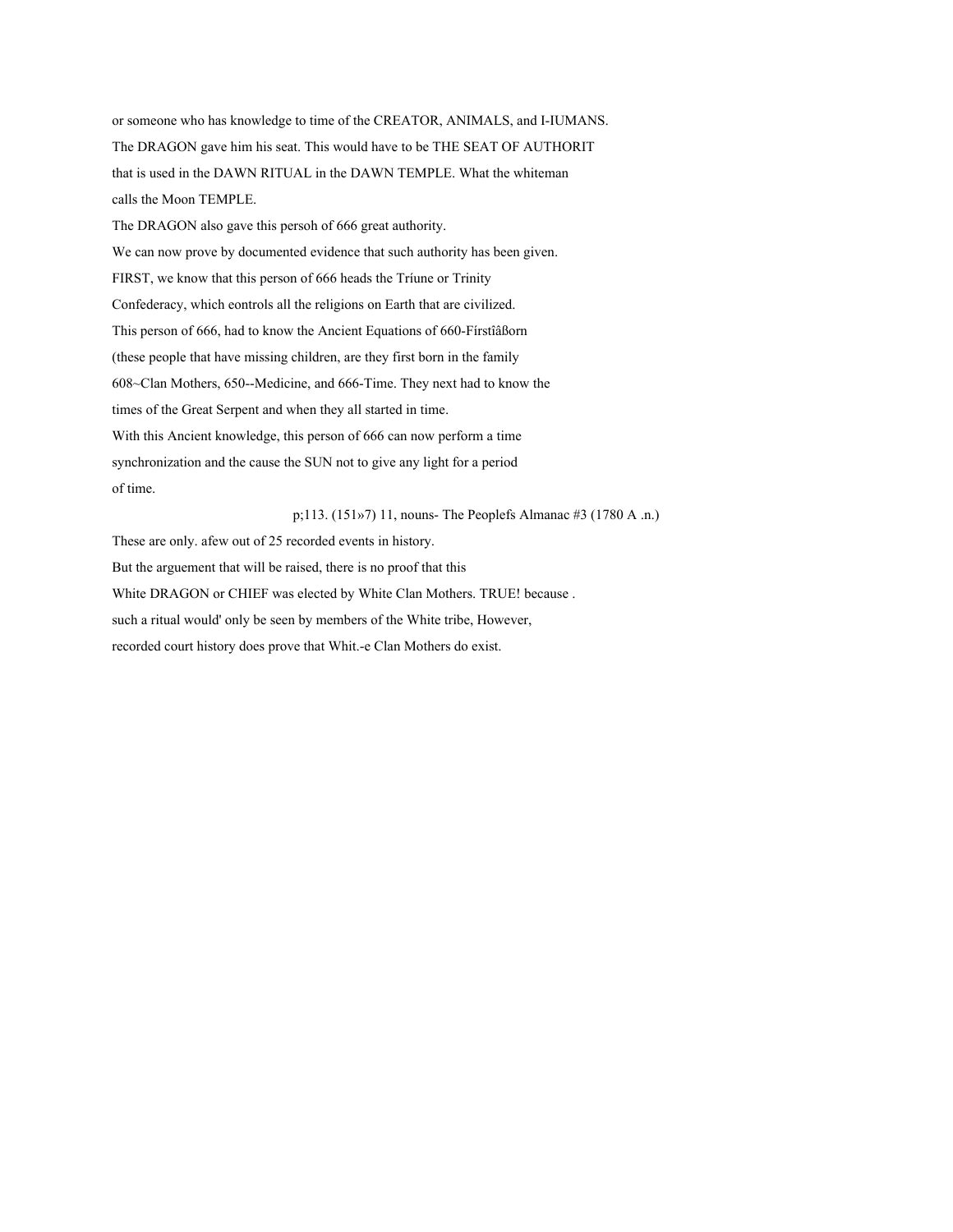or someone who has knowledge to time of the CREATOR, ANIMALS, and I-IUMANS.

The DRAGON gave him his seat. This would have to be THE SEAT OF AUTHORIT that is used in the DAWN RITUAL in the DAWN TEMPLE. What the whiteman calls the Moon TEMPLE.

The DRAGON also gave this persoh of 666 great authority.

We can now prove by documented evidence that such authority has been given.

FIRST, we know that this person of 666 heads the Tríune or Trinity Confederacy, which eontrols all the religions on Earth that are civilized.

This person of 666, had to know the Ancient Equations of 660-Fírstîâßorn (these people that have missing children, are they first born in the family 608~Clan Mothers, 650--Medicine, and 666-Time. They next had to know the times of the Great Serpent and when they all started in time.

With this Ancient knowledge, this person of 666 can now perform a time synchronization and the cause the SUN not to give any light for a period of time.

p;113. (151»7) 11, nouns- The Peoplefs Almanac #3 (1780 A .n.)

These are only. afew out of 25 recorded events in history.

But the arguement that will be raised, there is no proof that this White DRAGON or CHIEF was elected by White Clan Mothers. TRUE! because . such a ritual would' only be seen by members of the White tribe, However, recorded court history does prove that Whit.-e Clan Mothers do exist.